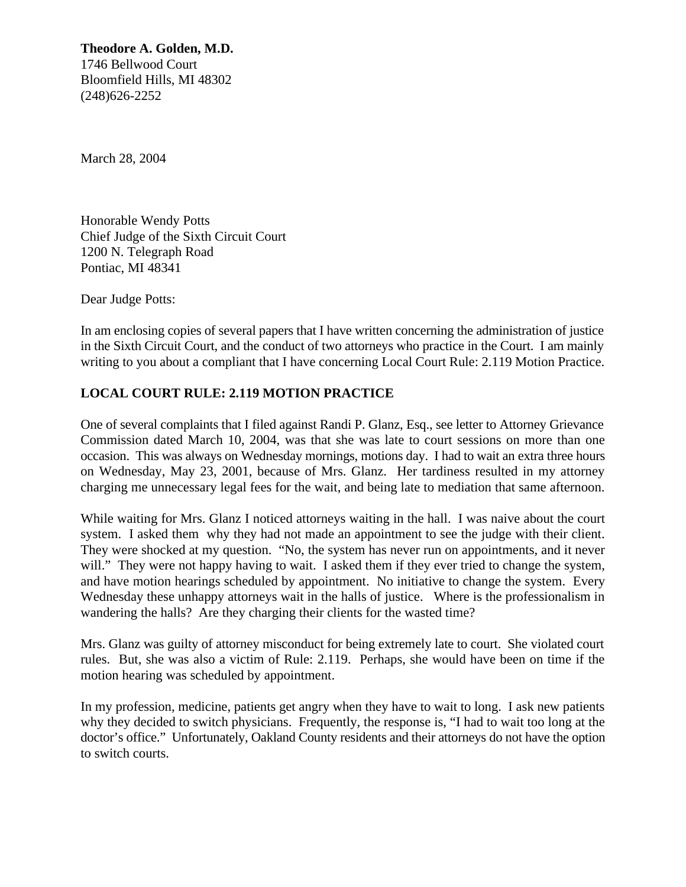**Theodore A. Golden, M.D.**
1746 Bellwood Court
Bloomfield Hills, MI 48302
(248)626-2252

March 28, 2004

Honorable Wendy Potts
Chief Judge of the Sixth Circuit Court
1200 N. Telegraph Road
Pontiac, MI 48341

Dear Judge Potts:

In am enclosing copies of several papers that I have written concerning the administration of justice in the Sixth Circuit Court, and the conduct of two attorneys who practice in the Court. I am mainly writing to you about a compliant that I have concerning Local Court Rule: 2.119 Motion Practice.

**LOCAL COURT RULE: 2.119 MOTION PRACTICE**

One of several complaints that I filed against Randi P. Glanz, Esq., see letter to Attorney Grievance Commission dated March 10, 2004, was that she was late to court sessions on more than one occasion. This was always on Wednesday mornings, motions day. I had to wait an extra three hours on Wednesday, May 23, 2001, because of Mrs. Glanz. Her tardiness resulted in my attorney charging me unnecessary legal fees for the wait, and being late to mediation that same afternoon.

While waiting for Mrs. Glanz I noticed attorneys waiting in the hall. I was naive about the court system. I asked them why they had not made an appointment to see the judge with their client. They were shocked at my question. "No, the system has never run on appointments, and it never will." They were not happy having to wait. I asked them if they ever tried to change the system, and have motion hearings scheduled by appointment. No initiative to change the system. Every Wednesday these unhappy attorneys wait in the halls of justice. Where is the professionalism in wandering the halls? Are they charging their clients for the wasted time?

Mrs. Glanz was guilty of attorney misconduct for being extremely late to court. She violated court rules. But, she was also a victim of Rule: 2.119. Perhaps, she would have been on time if the motion hearing was scheduled by appointment.

In my profession, medicine, patients get angry when they have to wait to long. I ask new patients why they decided to switch physicians. Frequently, the response is, "I had to wait too long at the doctor's office." Unfortunately, Oakland County residents and their attorneys do not have the option to switch courts.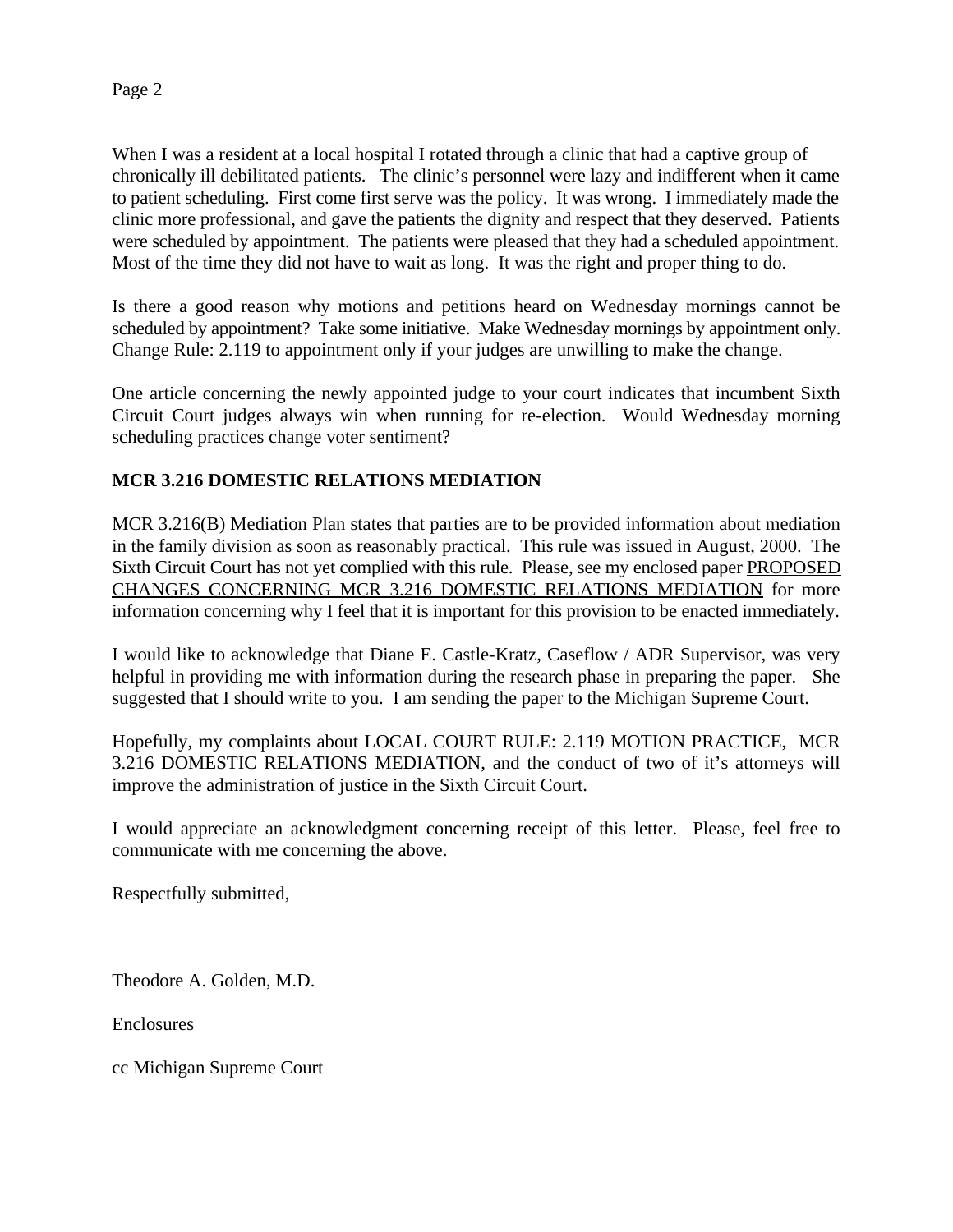When I was a resident at a local hospital I rotated through a clinic that had a captive group of chronically ill debilitated patients. The clinic's personnel were lazy and indifferent when it came to patient scheduling. First come first serve was the policy. It was wrong. I immediately made the clinic more professional, and gave the patients the dignity and respect that they deserved. Patients were scheduled by appointment. The patients were pleased that they had a scheduled appointment. Most of the time they did not have to wait as long. It was the right and proper thing to do.

Is there a good reason why motions and petitions heard on Wednesday mornings cannot be scheduled by appointment? Take some initiative. Make Wednesday mornings by appointment only. Change Rule: 2.119 to appointment only if your judges are unwilling to make the change.

One article concerning the newly appointed judge to your court indicates that incumbent Sixth Circuit Court judges always win when running for re-election. Would Wednesday morning scheduling practices change voter sentiment?

**MCR 3.216 DOMESTIC RELATIONS MEDIATION**

MCR 3.216(B) Mediation Plan states that parties are to be provided information about mediation in the family division as soon as reasonably practical. This rule was issued in August, 2000. The Sixth Circuit Court has not yet complied with this rule. Please, see my enclosed paper PROPOSED CHANGES CONCERNING MCR 3.216 DOMESTIC RELATIONS MEDIATION for more information concerning why I feel that it is important for this provision to be enacted immediately.

I would like to acknowledge that Diane E. Castle-Kratz, Caseflow / ADR Supervisor, was very helpful in providing me with information during the research phase in preparing the paper. She suggested that I should write to you. I am sending the paper to the Michigan Supreme Court.

Hopefully, my complaints about LOCAL COURT RULE: 2.119 MOTION PRACTICE, MCR 3.216 DOMESTIC RELATIONS MEDIATION, and the conduct of two of it's attorneys will improve the administration of justice in the Sixth Circuit Court.

I would appreciate an acknowledgment concerning receipt of this letter. Please, feel free to communicate with me concerning the above.

Respectfully submitted,

Theodore A. Golden, M.D.

Enclosures

cc Michigan Supreme Court